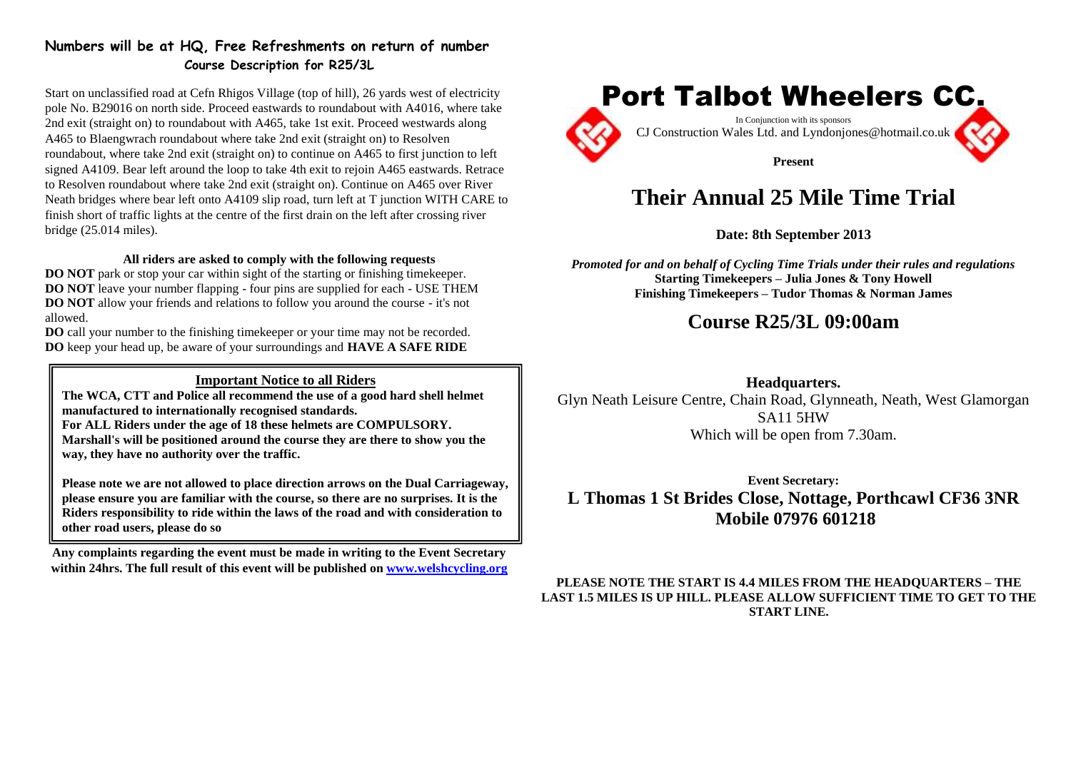**Numbers will be at HQ, Free Refreshments on return of number**

**Course Description for R25/3L**

Start on unclassified road at Cefn Rhigos Village (top of hill), 26 yards west of electricity pole No. B29016 on north side. Proceed eastwards to roundabout with A4016, where take 2nd exit (straight on) to roundabout with A465, take 1st exit. Proceed westwards along A465 to Blaengwrach roundabout where take 2nd exit (straight on) to Resolven roundabout, where take 2nd exit (straight on) to continue on A465 to first junction to left signed A4109. Bear left around the loop to take 4th exit to rejoin A465 eastwards. Retrace to Resolven roundabout where take 2nd exit (straight on). Continue on A465 over River Neath bridges where bear left onto A4109 slip road, turn left at T junction WITH CARE to finish short of traffic lights at the centre of the first drain on the left after crossing river bridge (25.014 miles).

**All riders are asked to comply with the following requests**

**DO NOT** park or stop your car within sight of the starting or finishing timekeeper.
**DO NOT** leave your number flapping - four pins are supplied for each - USE THEM
**DO NOT** allow your friends and relations to follow you around the course - it's not allowed.
**DO** call your number to the finishing timekeeper or your time may not be recorded.
**DO** keep your head up, be aware of your surroundings and **HAVE A SAFE RIDE**

**Important Notice to all Riders**

**The WCA, CTT and Police all recommend the use of a good hard shell helmet manufactured to internationally recognised standards.**
**For ALL Riders under the age of 18 these helmets are COMPULSORY.**
**Marshall's will be positioned around the course they are there to show you the way, they have no authority over the traffic.**

**Please note we are not allowed to place direction arrows on the Dual Carriageway, please ensure you are familiar with the course, so there are no surprises. It is the Riders responsibility to ride within the laws of the road and with consideration to other road users, please do so**

**Any complaints regarding the event must be made in writing to the Event Secretary within 24hrs. The full result of this event will be published on www.welshcycling.org**

# Port Talbot Wheelers CC.

In Conjunction with its sponsors
CJ Construction Wales Ltd. and Lyndonjones@hotmail.co.uk

**Present**

# Their Annual 25 Mile Time Trial

**Date: 8th September 2013**

***Promoted for and on behalf of Cycling Time Trials under their rules and regulations***
**Starting Timekeepers – Julia Jones & Tony Howell**
**Finishing Timekeepers – Tudor Thomas & Norman James**

## Course R25/3L 09:00am

**Headquarters.**
Glyn Neath Leisure Centre, Chain Road, Glynneath, Neath, West Glamorgan
SA11 5HW
Which will be open from 7.30am.

**Event Secretary:**
**L Thomas 1 St Brides Close, Nottage, Porthcawl CF36 3NR**
**Mobile 07976 601218**

**PLEASE NOTE THE START IS 4.4 MILES FROM THE HEADQUARTERS – THE LAST 1.5 MILES IS UP HILL. PLEASE ALLOW SUFFICIENT TIME TO GET TO THE START LINE.**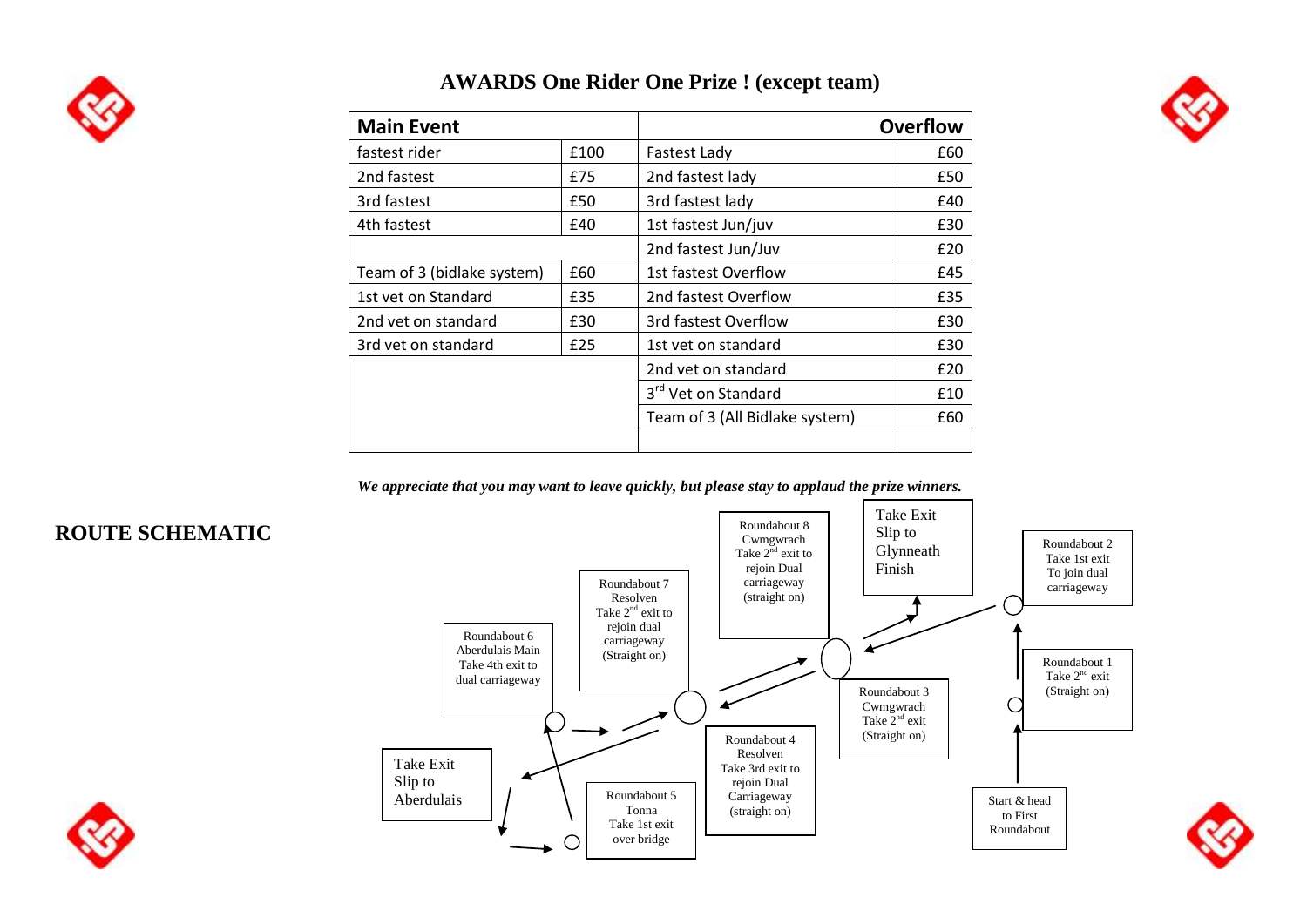# AWARDS One Rider One Prize ! (except team)

| Main Event | | Overflow | |
|---|---|---|---|
| fastest rider | £100 | Fastest Lady | £60 |
| 2nd fastest | £75 | 2nd fastest lady | £50 |
| 3rd fastest | £50 | 3rd fastest lady | £40 |
| 4th fastest | £40 | 1st fastest Jun/juv | £30 |
| | | 2nd fastest Jun/Juv | £20 |
| Team of 3 (bidlake system) | £60 | 1st fastest Overflow | £45 |
| 1st vet on Standard | £35 | 2nd fastest Overflow | £35 |
| 2nd vet on standard | £30 | 3rd fastest Overflow | £30 |
| 3rd vet on standard | £25 | 1st vet on standard | £30 |
| | | 2nd vet on standard | £20 |
| | | 3rd Vet on Standard | £10 |
| | | Team of 3 (All Bidlake system) | £60 |
| | | | |

***We appreciate that you may want to leave quickly, but please stay to applaud the prize winners.***

## ROUTE SCHEMATIC

Start & head to First Roundabout

Roundabout 1
Take 2nd exit
(Straight on)

Roundabout 2
Take 1st exit
To join dual carriageway

Roundabout 3
Cwmgwrach
Take 2nd exit
(Straight on)

Roundabout 4
Resolven
Take 3rd exit to rejoin Dual Carriageway
(straight on)

Roundabout 5
Tonna
Take 1st exit over bridge

Take Exit Slip to Aberdulais

Roundabout 6
Aberdulais Main
Take 4th exit to dual carriageway

Roundabout 7
Resolven
Take 2nd exit to rejoin dual carriageway
(Straight on)

Roundabout 8
Cwmgwrach
Take 2nd exit to rejoin Dual carriageway
(straight on)

Take Exit Slip to Glynneath Finish